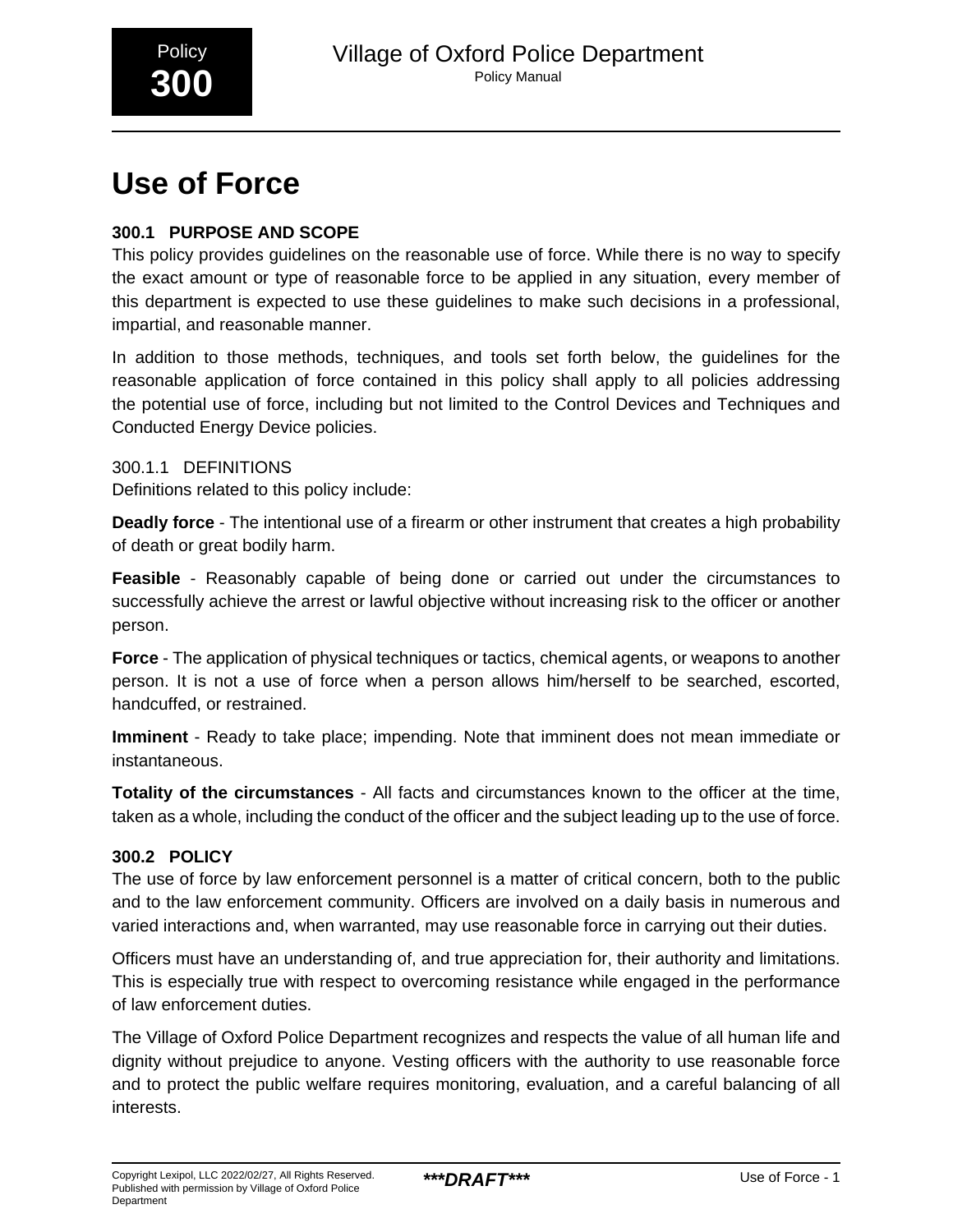# Use of Force

## 300.1 PURPOSE AND SCOPE

This policy provides guidelines on the reasonable use of force. While there is no way to specify the exact amount or type of reasonable force to be applied in any situation, every member of this department is expected to use these guidelines to make such decisions in a professional, impartial, and reasonable manner.

In addition to those methods, techniques, and tools set forth below, the guidelines for the reasonable application of force contained in this policy shall apply to all policies addressing the potential use of force, including but not limited to the Control Devices and Techniques and Conducted Energy Device policies.

### 300.1.1 DEFINITIONS

Definitions related to this policy include:

**Deadly force** - The intentional use of a firearm or other instrument that creates a high probability of death or great bodily harm.

**Feasible** - Reasonably capable of being done or carried out under the circumstances to successfully achieve the arrest or lawful objective without increasing risk to the officer or another person.

**Force** - The application of physical techniques or tactics, chemical agents, or weapons to another person. It is not a use of force when a person allows him/herself to be searched, escorted, handcuffed, or restrained.

**Imminent** - Ready to take place; impending. Note that imminent does not mean immediate or instantaneous.

**Totality of the circumstances** - All facts and circumstances known to the officer at the time, taken as a whole, including the conduct of the officer and the subject leading up to the use of force.

## 300.2 POLICY

The use of force by law enforcement personnel is a matter of critical concern, both to the public and to the law enforcement community. Officers are involved on a daily basis in numerous and varied interactions and, when warranted, may use reasonable force in carrying out their duties.

Officers must have an understanding of, and true appreciation for, their authority and limitations. This is especially true with respect to overcoming resistance while engaged in the performance of law enforcement duties.

The Village of Oxford Police Department recognizes and respects the value of all human life and dignity without prejudice to anyone. Vesting officers with the authority to use reasonable force and to protect the public welfare requires monitoring, evaluation, and a careful balancing of all interests.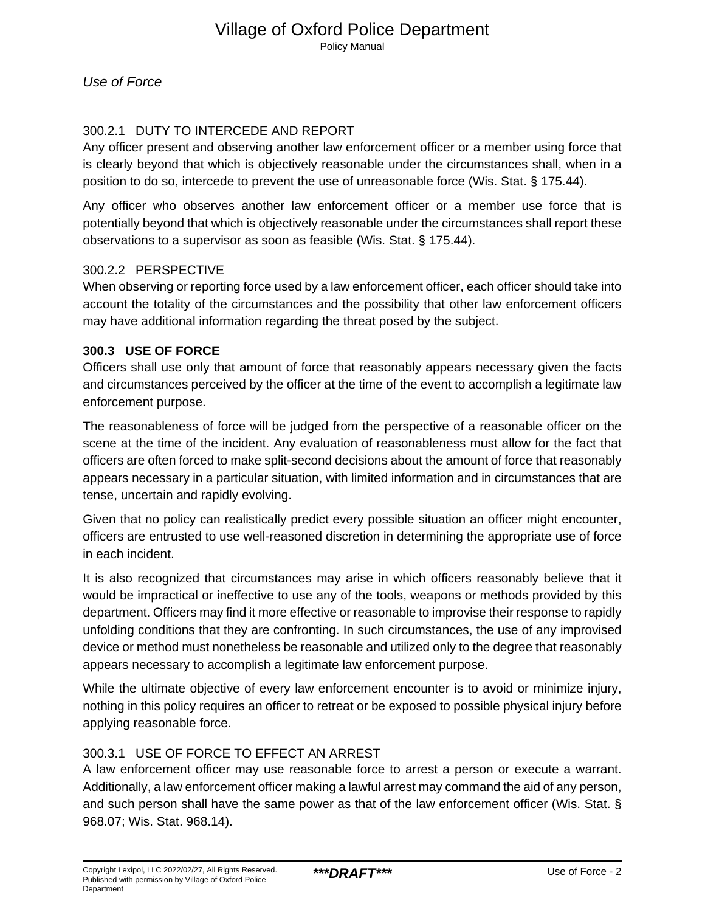### 300.2.1 DUTY TO INTERCEDE AND REPORT

Any officer present and observing another law enforcement officer or a member using force that is clearly beyond that which is objectively reasonable under the circumstances shall, when in a position to do so, intercede to prevent the use of unreasonable force (Wis. Stat. § 175.44).

Any officer who observes another law enforcement officer or a member use force that is potentially beyond that which is objectively reasonable under the circumstances shall report these observations to a supervisor as soon as feasible (Wis. Stat. § 175.44).

### 300.2.2 PERSPECTIVE

When observing or reporting force used by a law enforcement officer, each officer should take into account the totality of the circumstances and the possibility that other law enforcement officers may have additional information regarding the threat posed by the subject.

## 300.3 USE OF FORCE

Officers shall use only that amount of force that reasonably appears necessary given the facts and circumstances perceived by the officer at the time of the event to accomplish a legitimate law enforcement purpose.

The reasonableness of force will be judged from the perspective of a reasonable officer on the scene at the time of the incident. Any evaluation of reasonableness must allow for the fact that officers are often forced to make split-second decisions about the amount of force that reasonably appears necessary in a particular situation, with limited information and in circumstances that are tense, uncertain and rapidly evolving.

Given that no policy can realistically predict every possible situation an officer might encounter, officers are entrusted to use well-reasoned discretion in determining the appropriate use of force in each incident.

It is also recognized that circumstances may arise in which officers reasonably believe that it would be impractical or ineffective to use any of the tools, weapons or methods provided by this department. Officers may find it more effective or reasonable to improvise their response to rapidly unfolding conditions that they are confronting. In such circumstances, the use of any improvised device or method must nonetheless be reasonable and utilized only to the degree that reasonably appears necessary to accomplish a legitimate law enforcement purpose.

While the ultimate objective of every law enforcement encounter is to avoid or minimize injury, nothing in this policy requires an officer to retreat or be exposed to possible physical injury before applying reasonable force.

### 300.3.1 USE OF FORCE TO EFFECT AN ARREST

A law enforcement officer may use reasonable force to arrest a person or execute a warrant. Additionally, a law enforcement officer making a lawful arrest may command the aid of any person, and such person shall have the same power as that of the law enforcement officer (Wis. Stat. § 968.07; Wis. Stat. 968.14).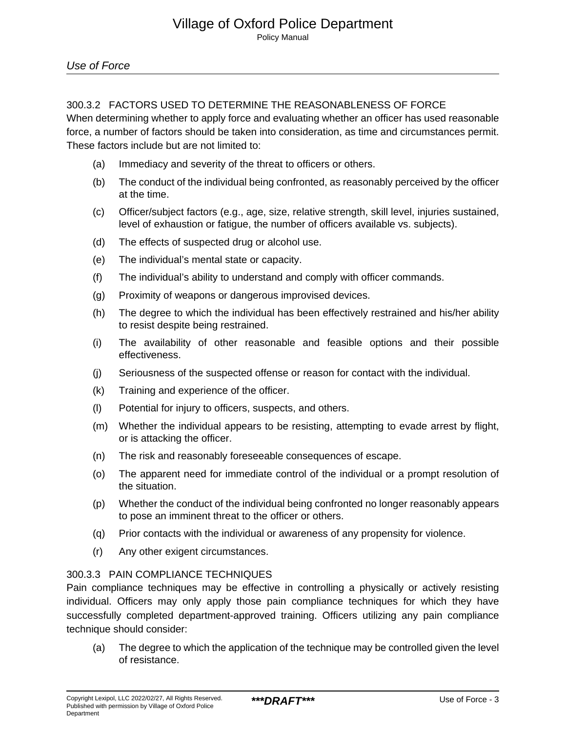### 300.3.2 FACTORS USED TO DETERMINE THE REASONABLENESS OF FORCE

When determining whether to apply force and evaluating whether an officer has used reasonable force, a number of factors should be taken into consideration, as time and circumstances permit. These factors include but are not limited to:

(a) Immediacy and severity of the threat to officers or others.

(b) The conduct of the individual being confronted, as reasonably perceived by the officer at the time.

(c) Officer/subject factors (e.g., age, size, relative strength, skill level, injuries sustained, level of exhaustion or fatigue, the number of officers available vs. subjects).

(d) The effects of suspected drug or alcohol use.

(e) The individual's mental state or capacity.

(f) The individual's ability to understand and comply with officer commands.

(g) Proximity of weapons or dangerous improvised devices.

(h) The degree to which the individual has been effectively restrained and his/her ability to resist despite being restrained.

(i) The availability of other reasonable and feasible options and their possible effectiveness.

(j) Seriousness of the suspected offense or reason for contact with the individual.

(k) Training and experience of the officer.

(l) Potential for injury to officers, suspects, and others.

(m) Whether the individual appears to be resisting, attempting to evade arrest by flight, or is attacking the officer.

(n) The risk and reasonably foreseeable consequences of escape.

(o) The apparent need for immediate control of the individual or a prompt resolution of the situation.

(p) Whether the conduct of the individual being confronted no longer reasonably appears to pose an imminent threat to the officer or others.

(q) Prior contacts with the individual or awareness of any propensity for violence.

(r) Any other exigent circumstances.

### 300.3.3 PAIN COMPLIANCE TECHNIQUES

Pain compliance techniques may be effective in controlling a physically or actively resisting individual. Officers may only apply those pain compliance techniques for which they have successfully completed department-approved training. Officers utilizing any pain compliance technique should consider:

(a) The degree to which the application of the technique may be controlled given the level of resistance.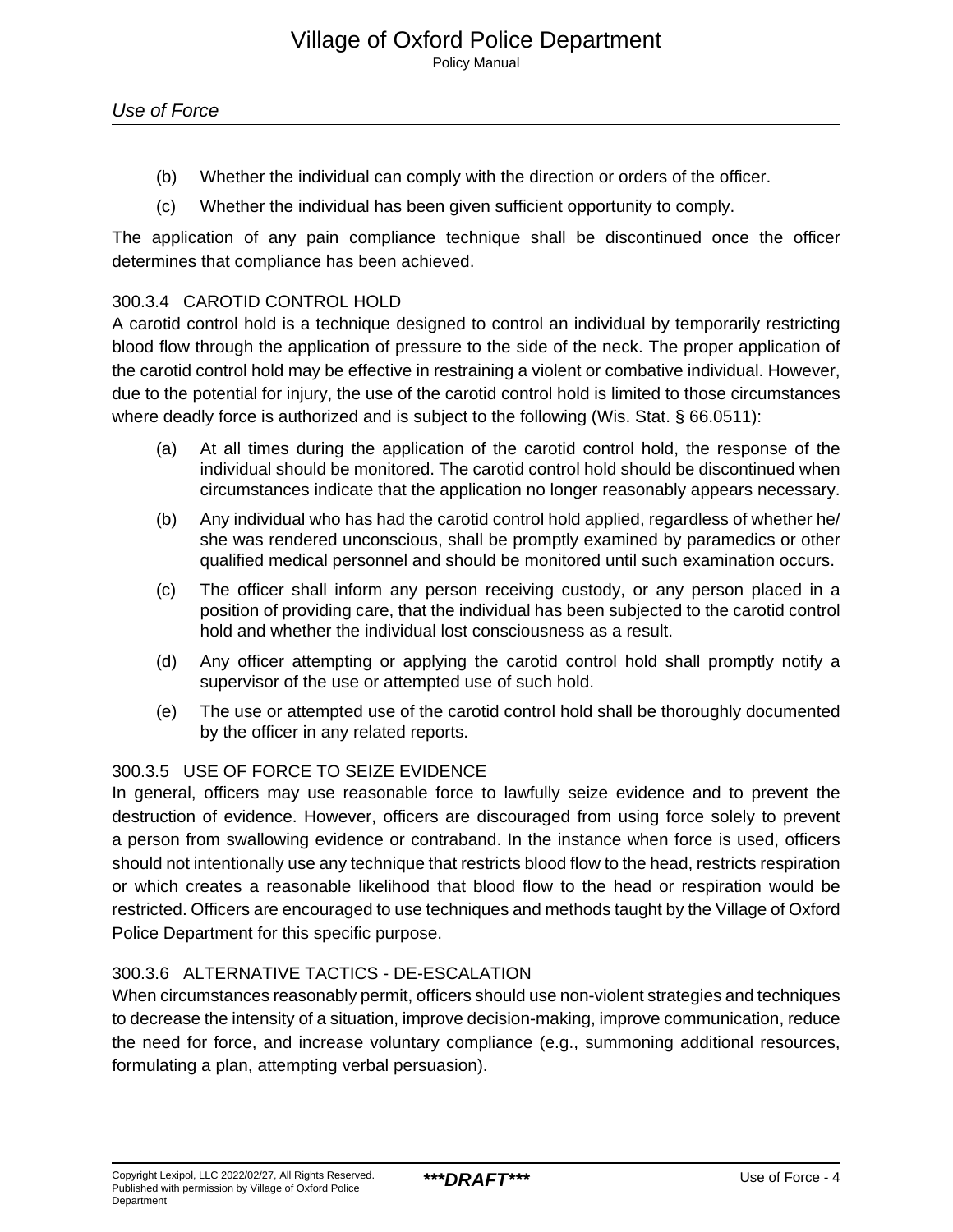(b) Whether the individual can comply with the direction or orders of the officer.

(c) Whether the individual has been given sufficient opportunity to comply.

The application of any pain compliance technique shall be discontinued once the officer determines that compliance has been achieved.

### 300.3.4 CAROTID CONTROL HOLD

A carotid control hold is a technique designed to control an individual by temporarily restricting blood flow through the application of pressure to the side of the neck. The proper application of the carotid control hold may be effective in restraining a violent or combative individual. However, due to the potential for injury, the use of the carotid control hold is limited to those circumstances where deadly force is authorized and is subject to the following (Wis. Stat. § 66.0511):

(a) At all times during the application of the carotid control hold, the response of the individual should be monitored. The carotid control hold should be discontinued when circumstances indicate that the application no longer reasonably appears necessary.

(b) Any individual who has had the carotid control hold applied, regardless of whether he/she was rendered unconscious, shall be promptly examined by paramedics or other qualified medical personnel and should be monitored until such examination occurs.

(c) The officer shall inform any person receiving custody, or any person placed in a position of providing care, that the individual has been subjected to the carotid control hold and whether the individual lost consciousness as a result.

(d) Any officer attempting or applying the carotid control hold shall promptly notify a supervisor of the use or attempted use of such hold.

(e) The use or attempted use of the carotid control hold shall be thoroughly documented by the officer in any related reports.

### 300.3.5 USE OF FORCE TO SEIZE EVIDENCE

In general, officers may use reasonable force to lawfully seize evidence and to prevent the destruction of evidence. However, officers are discouraged from using force solely to prevent a person from swallowing evidence or contraband. In the instance when force is used, officers should not intentionally use any technique that restricts blood flow to the head, restricts respiration or which creates a reasonable likelihood that blood flow to the head or respiration would be restricted. Officers are encouraged to use techniques and methods taught by the Village of Oxford Police Department for this specific purpose.

### 300.3.6 ALTERNATIVE TACTICS - DE-ESCALATION

When circumstances reasonably permit, officers should use non-violent strategies and techniques to decrease the intensity of a situation, improve decision-making, improve communication, reduce the need for force, and increase voluntary compliance (e.g., summoning additional resources, formulating a plan, attempting verbal persuasion).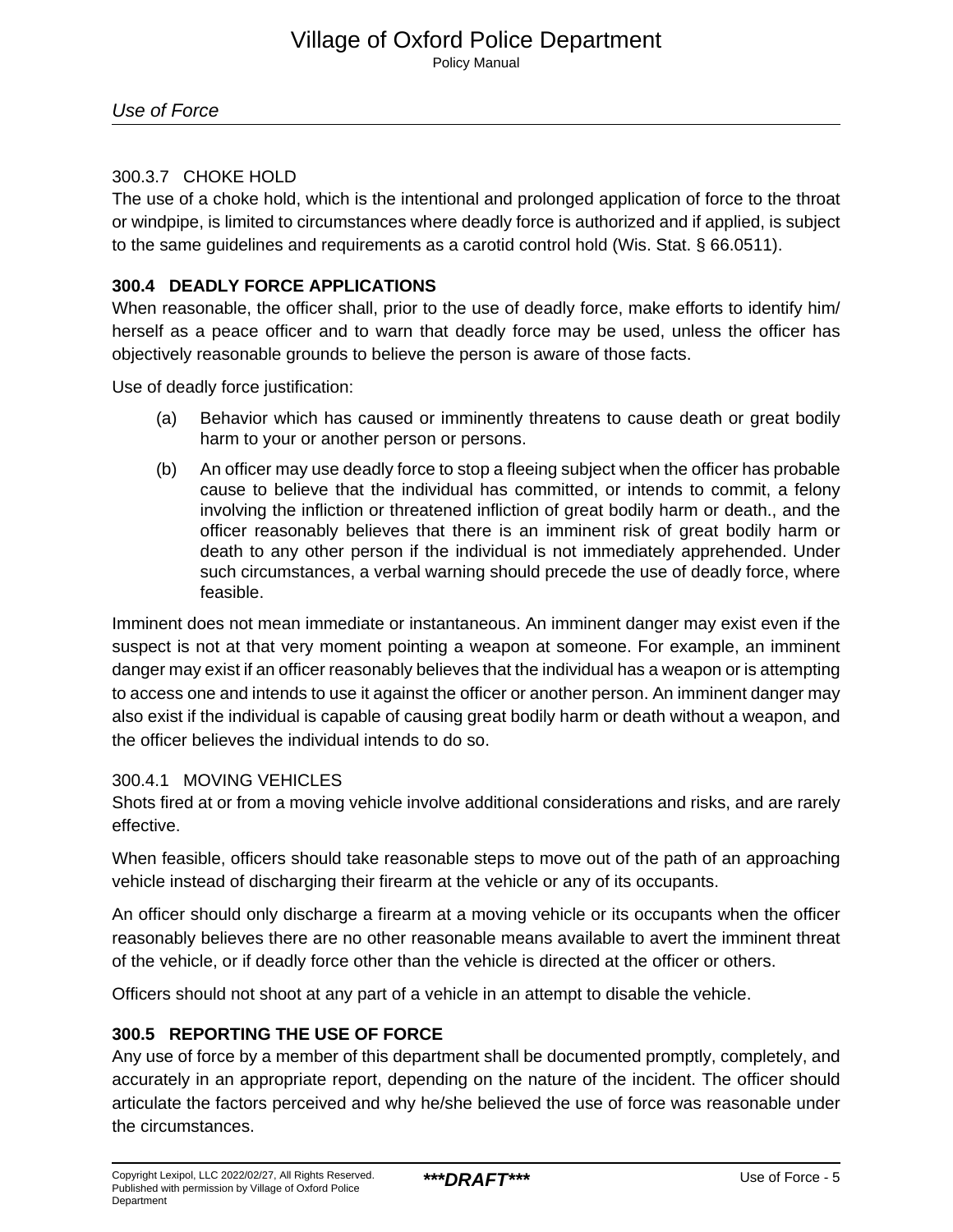#### 300.3.7 CHOKE HOLD

The use of a choke hold, which is the intentional and prolonged application of force to the throat or windpipe, is limited to circumstances where deadly force is authorized and if applied, is subject to the same guidelines and requirements as a carotid control hold (Wis. Stat. § 66.0511).

### 300.4 DEADLY FORCE APPLICATIONS

When reasonable, the officer shall, prior to the use of deadly force, make efforts to identify him/herself as a peace officer and to warn that deadly force may be used, unless the officer has objectively reasonable grounds to believe the person is aware of those facts.

Use of deadly force justification:

(a) Behavior which has caused or imminently threatens to cause death or great bodily harm to your or another person or persons.

(b) An officer may use deadly force to stop a fleeing subject when the officer has probable cause to believe that the individual has committed, or intends to commit, a felony involving the infliction or threatened infliction of great bodily harm or death., and the officer reasonably believes that there is an imminent risk of great bodily harm or death to any other person if the individual is not immediately apprehended. Under such circumstances, a verbal warning should precede the use of deadly force, where feasible.

Imminent does not mean immediate or instantaneous. An imminent danger may exist even if the suspect is not at that very moment pointing a weapon at someone. For example, an imminent danger may exist if an officer reasonably believes that the individual has a weapon or is attempting to access one and intends to use it against the officer or another person. An imminent danger may also exist if the individual is capable of causing great bodily harm or death without a weapon, and the officer believes the individual intends to do so.

#### 300.4.1 MOVING VEHICLES

Shots fired at or from a moving vehicle involve additional considerations and risks, and are rarely effective.

When feasible, officers should take reasonable steps to move out of the path of an approaching vehicle instead of discharging their firearm at the vehicle or any of its occupants.

An officer should only discharge a firearm at a moving vehicle or its occupants when the officer reasonably believes there are no other reasonable means available to avert the imminent threat of the vehicle, or if deadly force other than the vehicle is directed at the officer or others.

Officers should not shoot at any part of a vehicle in an attempt to disable the vehicle.

### 300.5 REPORTING THE USE OF FORCE

Any use of force by a member of this department shall be documented promptly, completely, and accurately in an appropriate report, depending on the nature of the incident. The officer should articulate the factors perceived and why he/she believed the use of force was reasonable under the circumstances.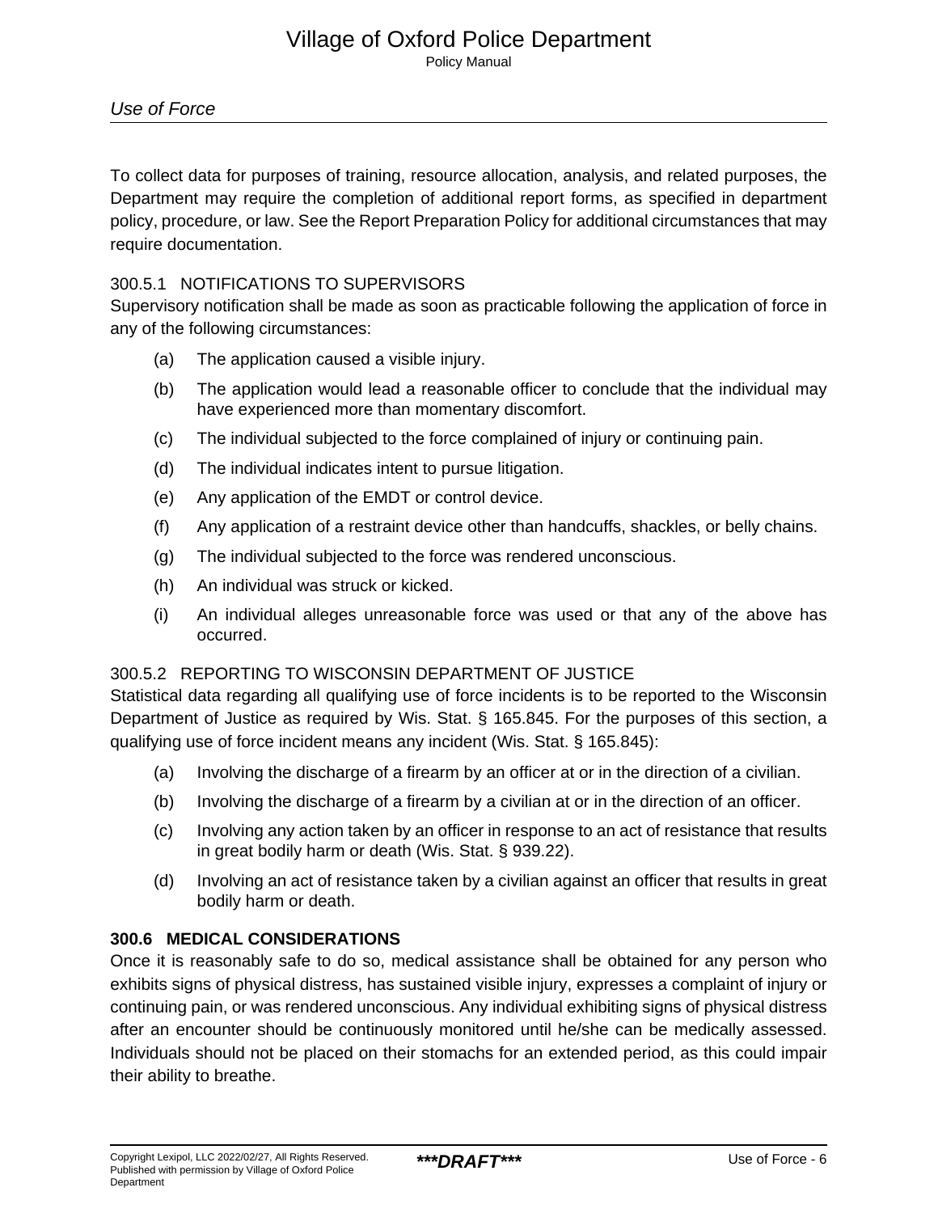To collect data for purposes of training, resource allocation, analysis, and related purposes, the Department may require the completion of additional report forms, as specified in department policy, procedure, or law. See the Report Preparation Policy for additional circumstances that may require documentation.

### 300.5.1 NOTIFICATIONS TO SUPERVISORS

Supervisory notification shall be made as soon as practicable following the application of force in any of the following circumstances:

(a) The application caused a visible injury.

(b) The application would lead a reasonable officer to conclude that the individual may have experienced more than momentary discomfort.

(c) The individual subjected to the force complained of injury or continuing pain.

(d) The individual indicates intent to pursue litigation.

(e) Any application of the EMDT or control device.

(f) Any application of a restraint device other than handcuffs, shackles, or belly chains.

(g) The individual subjected to the force was rendered unconscious.

(h) An individual was struck or kicked.

(i) An individual alleges unreasonable force was used or that any of the above has occurred.

### 300.5.2 REPORTING TO WISCONSIN DEPARTMENT OF JUSTICE

Statistical data regarding all qualifying use of force incidents is to be reported to the Wisconsin Department of Justice as required by Wis. Stat. § 165.845. For the purposes of this section, a qualifying use of force incident means any incident (Wis. Stat. § 165.845):

(a) Involving the discharge of a firearm by an officer at or in the direction of a civilian.

(b) Involving the discharge of a firearm by a civilian at or in the direction of an officer.

(c) Involving any action taken by an officer in response to an act of resistance that results in great bodily harm or death (Wis. Stat. § 939.22).

(d) Involving an act of resistance taken by a civilian against an officer that results in great bodily harm or death.

## 300.6 MEDICAL CONSIDERATIONS

Once it is reasonably safe to do so, medical assistance shall be obtained for any person who exhibits signs of physical distress, has sustained visible injury, expresses a complaint of injury or continuing pain, or was rendered unconscious. Any individual exhibiting signs of physical distress after an encounter should be continuously monitored until he/she can be medically assessed. Individuals should not be placed on their stomachs for an extended period, as this could impair their ability to breathe.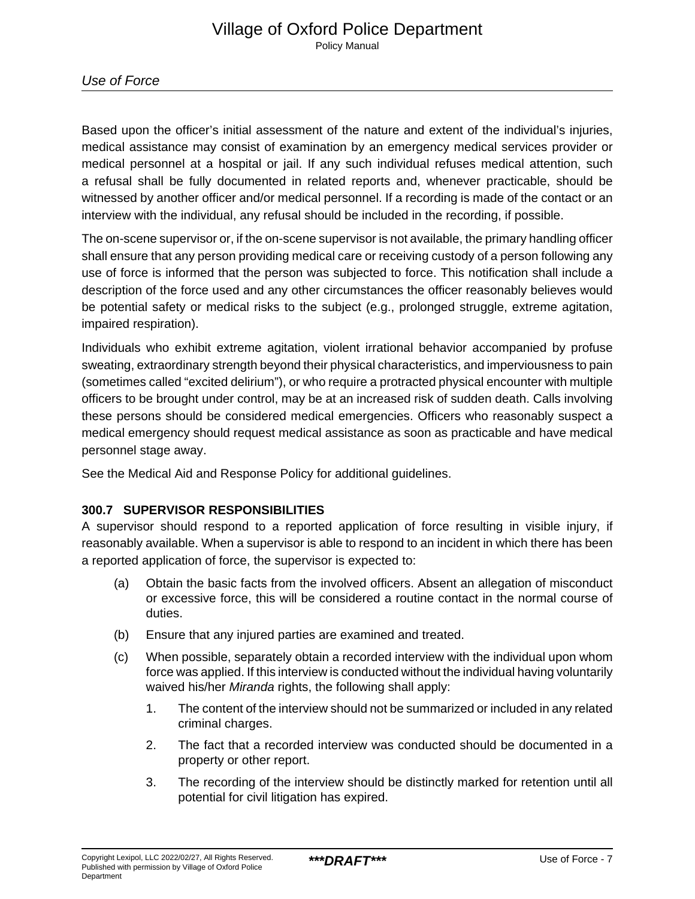Based upon the officer's initial assessment of the nature and extent of the individual's injuries, medical assistance may consist of examination by an emergency medical services provider or medical personnel at a hospital or jail. If any such individual refuses medical attention, such a refusal shall be fully documented in related reports and, whenever practicable, should be witnessed by another officer and/or medical personnel. If a recording is made of the contact or an interview with the individual, any refusal should be included in the recording, if possible.

The on-scene supervisor or, if the on-scene supervisor is not available, the primary handling officer shall ensure that any person providing medical care or receiving custody of a person following any use of force is informed that the person was subjected to force. This notification shall include a description of the force used and any other circumstances the officer reasonably believes would be potential safety or medical risks to the subject (e.g., prolonged struggle, extreme agitation, impaired respiration).

Individuals who exhibit extreme agitation, violent irrational behavior accompanied by profuse sweating, extraordinary strength beyond their physical characteristics, and imperviousness to pain (sometimes called "excited delirium"), or who require a protracted physical encounter with multiple officers to be brought under control, may be at an increased risk of sudden death. Calls involving these persons should be considered medical emergencies. Officers who reasonably suspect a medical emergency should request medical assistance as soon as practicable and have medical personnel stage away.

See the Medical Aid and Response Policy for additional guidelines.

### 300.7 SUPERVISOR RESPONSIBILITIES

A supervisor should respond to a reported application of force resulting in visible injury, if reasonably available. When a supervisor is able to respond to an incident in which there has been a reported application of force, the supervisor is expected to:

(a) Obtain the basic facts from the involved officers. Absent an allegation of misconduct or excessive force, this will be considered a routine contact in the normal course of duties.

(b) Ensure that any injured parties are examined and treated.

(c) When possible, separately obtain a recorded interview with the individual upon whom force was applied. If this interview is conducted without the individual having voluntarily waived his/her *Miranda* rights, the following shall apply:

1. The content of the interview should not be summarized or included in any related criminal charges.
2. The fact that a recorded interview was conducted should be documented in a property or other report.
3. The recording of the interview should be distinctly marked for retention until all potential for civil litigation has expired.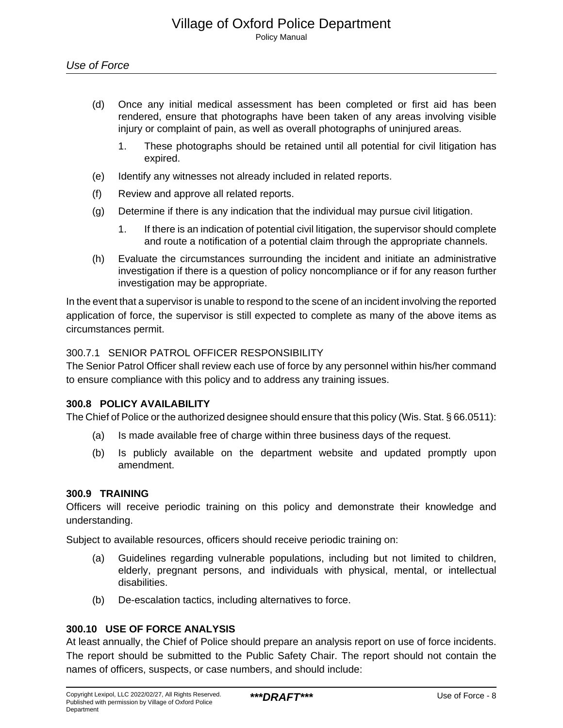(d) Once any initial medical assessment has been completed or first aid has been rendered, ensure that photographs have been taken of any areas involving visible injury or complaint of pain, as well as overall photographs of uninjured areas.

   1. These photographs should be retained until all potential for civil litigation has expired.

(e) Identify any witnesses not already included in related reports.

(f) Review and approve all related reports.

(g) Determine if there is any indication that the individual may pursue civil litigation.

   1. If there is an indication of potential civil litigation, the supervisor should complete and route a notification of a potential claim through the appropriate channels.

(h) Evaluate the circumstances surrounding the incident and initiate an administrative investigation if there is a question of policy noncompliance or if for any reason further investigation may be appropriate.

In the event that a supervisor is unable to respond to the scene of an incident involving the reported application of force, the supervisor is still expected to complete as many of the above items as circumstances permit.

### 300.7.1 SENIOR PATROL OFFICER RESPONSIBILITY

The Senior Patrol Officer shall review each use of force by any personnel within his/her command to ensure compliance with this policy and to address any training issues.

## 300.8 POLICY AVAILABILITY

The Chief of Police or the authorized designee should ensure that this policy (Wis. Stat. § 66.0511):

(a) Is made available free of charge within three business days of the request.

(b) Is publicly available on the department website and updated promptly upon amendment.

## 300.9 TRAINING

Officers will receive periodic training on this policy and demonstrate their knowledge and understanding.

Subject to available resources, officers should receive periodic training on:

(a) Guidelines regarding vulnerable populations, including but not limited to children, elderly, pregnant persons, and individuals with physical, mental, or intellectual disabilities.

(b) De-escalation tactics, including alternatives to force.

## 300.10 USE OF FORCE ANALYSIS

At least annually, the Chief of Police should prepare an analysis report on use of force incidents. The report should be submitted to the Public Safety Chair. The report should not contain the names of officers, suspects, or case numbers, and should include: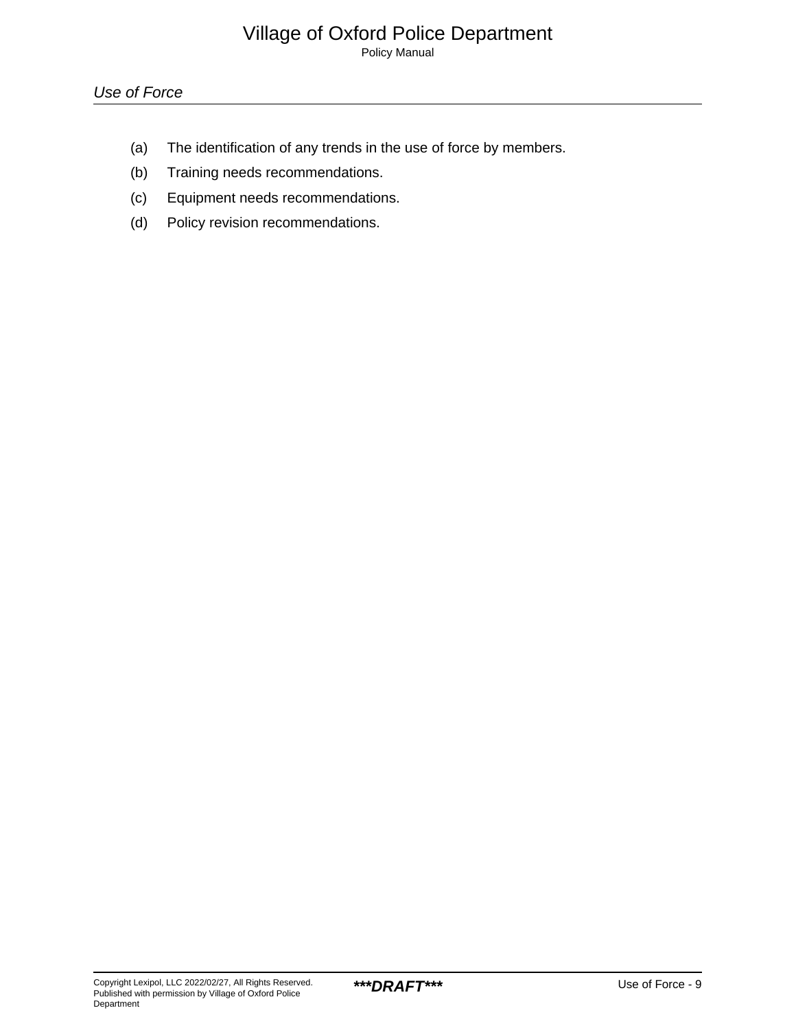(a) The identification of any trends in the use of force by members.

(b) Training needs recommendations.

(c) Equipment needs recommendations.

(d) Policy revision recommendations.